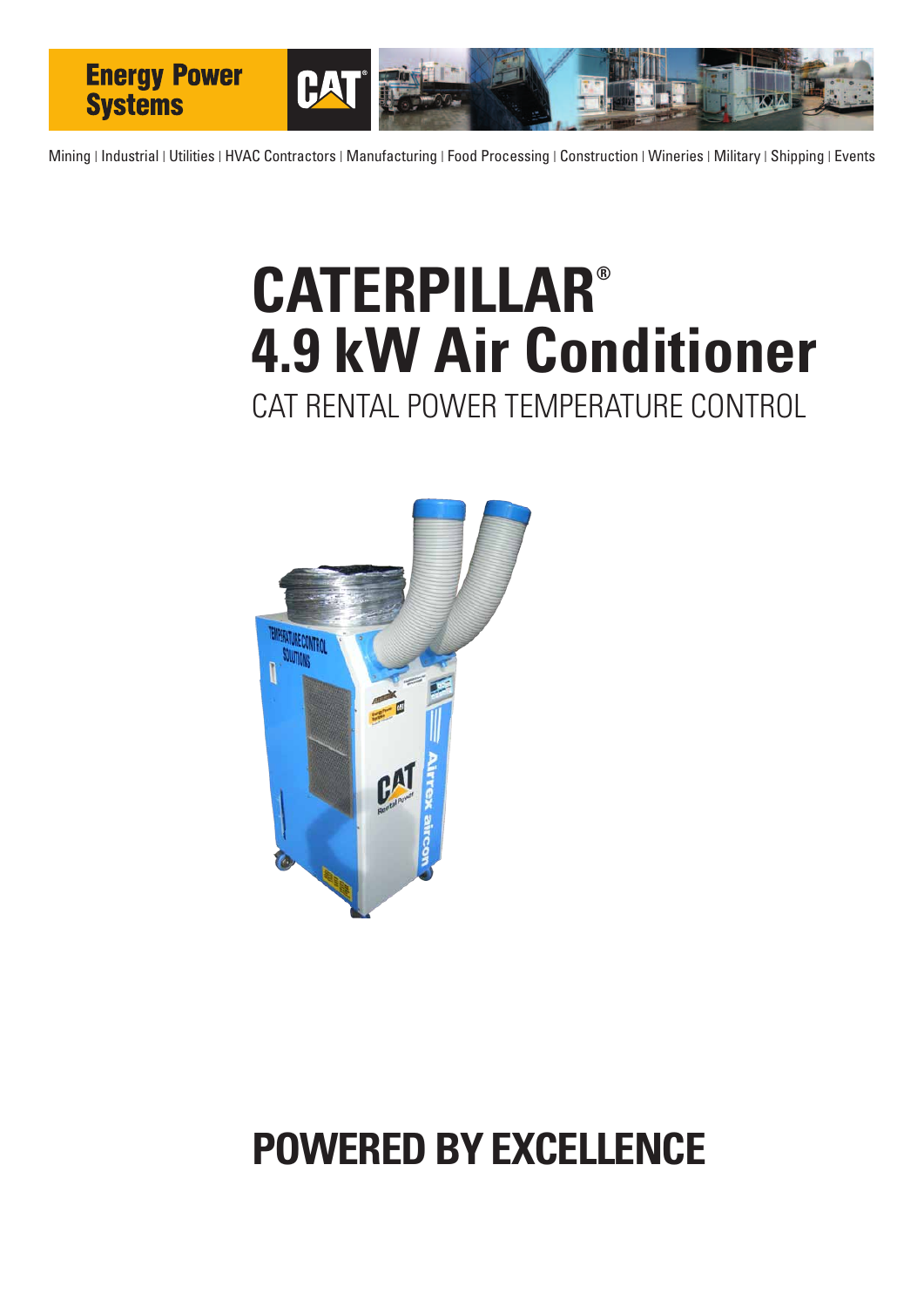Energy Power Systems

Mining | Industrial | Utilities | HVAC Contractors | Manufacturing | Food Processing | Construction | Wineries | Military | Shipping | Events

# CATERPILLAR®
# 4.9 kW Air Conditioner

CAT RENTAL POWER TEMPERATURE CONTROL

## POWERED BY EXCELLENCE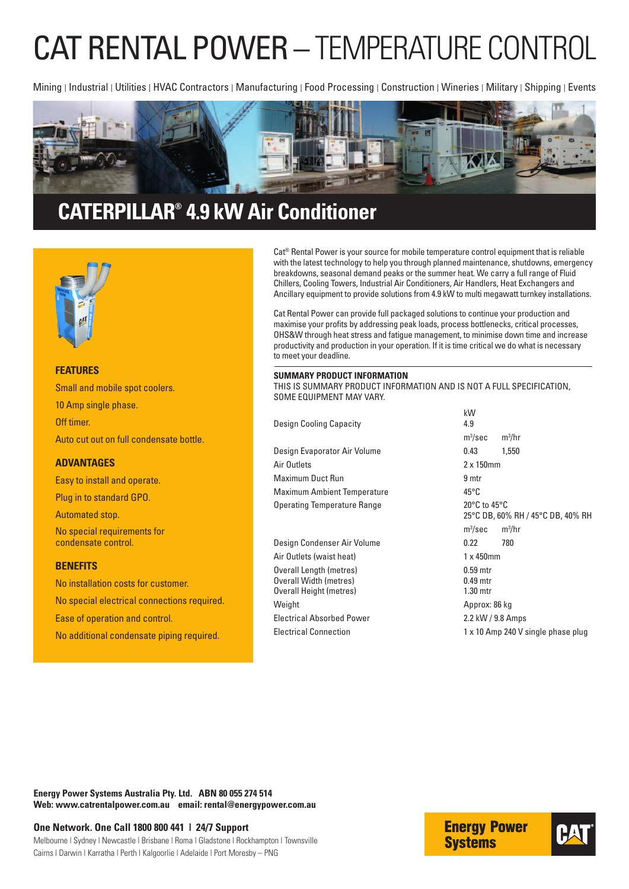# CAT RENTAL POWER – TEMPERATURE CONTROL

Mining | Industrial | Utilities | HVAC Contractors | Manufacturing | Food Processing | Construction | Wineries | Military | Shipping | Events

## CATERPILLAR® 4.9 kW Air Conditioner

### FEATURES

Small and mobile spot coolers.

10 Amp single phase.

Off timer.

Auto cut out on full condensate bottle.

### ADVANTAGES

Easy to install and operate.

Plug in to standard GPO.

Automated stop.

No special requirements for condensate control.

### BENEFITS

No installation costs for customer.

No special electrical connections required.

Ease of operation and control.

No additional condensate piping required.

Cat® Rental Power is your source for mobile temperature control equipment that is reliable with the latest technology to help you through planned maintenance, shutdowns, emergency breakdowns, seasonal demand peaks or the summer heat. We carry a full range of Fluid Chillers, Cooling Towers, Industrial Air Conditioners, Air Handlers, Heat Exchangers and Ancillary equipment to provide solutions from 4.9 kW to multi megawatt turnkey installations.

Cat Rental Power can provide full packaged solutions to continue your production and maximise your profits by addressing peak loads, process bottlenecks, critical processes, OHS&W through heat stress and fatigue management, to minimise down time and increase productivity and production in your operation. If it is time critical we do what is necessary to meet your deadline.

### SUMMARY PRODUCT INFORMATION

THIS IS SUMMARY PRODUCT INFORMATION AND IS NOT A FULL SPECIFICATION, SOME EQUIPMENT MAY VARY.

| | | |
|---|---|---|
| | kW | |
| Design Cooling Capacity | 4.9 | |
| | $m^3$/sec | $m^3$/hr |
| Design Evaporator Air Volume | 0.43 | 1,550 |
| Air Outlets | 2 x 150mm | |
| Maximum Duct Run | 9 mtr | |
| Maximum Ambient Temperature | 45°C | |
| Operating Temperature Range | 20°C to 45°C<br>25°C DB, 60% RH / 45°C DB, 40% RH | |
| | $m^3$/sec | $m^3$/hr |
| Design Condenser Air Volume | 0.22 | 780 |
| Air Outlets (waist heat) | 1 x 450mm | |
| Overall Length (metres) | 0.59 mtr | |
| Overall Width (metres) | 0.49 mtr | |
| Overall Height (metres) | 1.30 mtr | |
| Weight | Approx: 86 kg | |
| Electrical Absorbed Power | 2.2 kW / 9.8 Amps | |
| Electrical Connection | 1 x 10 Amp 240 V single phase plug | |

**Energy Power Systems Australia Pty. Ltd. ABN 80 055 274 514**
**Web: www.catrentalpower.com.au email: rental@energypower.com.au**

**One Network. One Call 1800 800 441 | 24/7 Support**

Melbourne | Sydney | Newcastle | Brisbane | Roma | Gladstone | Rockhampton | Townsville
Cairns | Darwin | Karratha | Perth | Kalgoorlie | Adelaide | Port Moresby – PNG

Energy Power Systems

CAT®